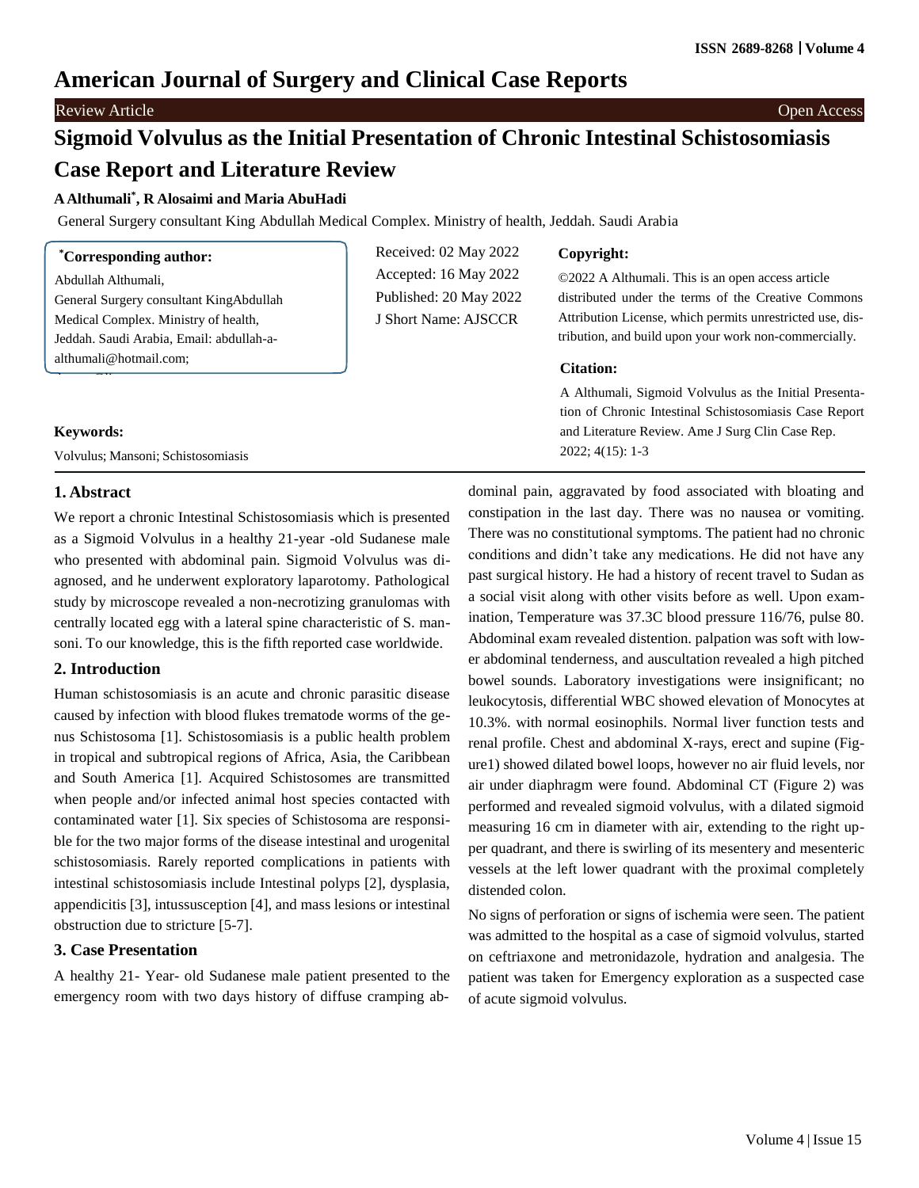# American Journal of Surgery and Clinical Case Reports

Review Article | Open Access

# Sigmoid Volvulus as the Initial Presentation of Chronic Intestinal Schistosomiasis Case Report and Literature Review

**A Althumali[*], R Alosaimi and Maria AbuHadi**

General Surgery consultant King Abdullah Medical Complex. Ministry of health, Jeddah. Saudi Arabia

**[*]Corresponding author:**
Abdullah Althumali,
General Surgery consultant KingAbdullah Medical Complex. Ministry of health, Jeddah. Saudi Arabia, Email: abdullah-a-althumali@hotmail.com;

Received: 02 May 2022
Accepted: 16 May 2022
Published: 20 May 2022
J Short Name: AJSCCR

**Copyright:**

©2022 A Althumali. This is an open access article distributed under the terms of the Creative Commons Attribution License, which permits unrestricted use, distribution, and build upon your work non-commercially.

**Citation:**

A Althumali, Sigmoid Volvulus as the Initial Presentation of Chronic Intestinal Schistosomiasis Case Report and Literature Review. Ame J Surg Clin Case Rep. 2022; 4(15): 1-3

**Keywords:**

Volvulus; Mansoni; Schistosomiasis

## 1. Abstract

We report a chronic Intestinal Schistosomiasis which is presented as a Sigmoid Volvulus in a healthy 21-year -old Sudanese male who presented with abdominal pain. Sigmoid Volvulus was diagnosed, and he underwent exploratory laparotomy. Pathological study by microscope revealed a non-necrotizing granulomas with centrally located egg with a lateral spine characteristic of S. mansoni. To our knowledge, this is the fifth reported case worldwide.

## 2. Introduction

Human schistosomiasis is an acute and chronic parasitic disease caused by infection with blood flukes trematode worms of the genus Schistosoma [1]. Schistosomiasis is a public health problem in tropical and subtropical regions of Africa, Asia, the Caribbean and South America [1]. Acquired Schistosomes are transmitted when people and/or infected animal host species contacted with contaminated water [1]. Six species of Schistosoma are responsible for the two major forms of the disease intestinal and urogenital schistosomiasis. Rarely reported complications in patients with intestinal schistosomiasis include Intestinal polyps [2], dysplasia, appendicitis [3], intussusception [4], and mass lesions or intestinal obstruction due to stricture [5-7].

## 3. Case Presentation

A healthy 21- Year- old Sudanese male patient presented to the emergency room with two days history of diffuse cramping abdominal pain, aggravated by food associated with bloating and constipation in the last day. There was no nausea or vomiting. There was no constitutional symptoms. The patient had no chronic conditions and didn't take any medications. He did not have any past surgical history. He had a history of recent travel to Sudan as a social visit along with other visits before as well. Upon examination, Temperature was 37.3C blood pressure 116/76, pulse 80. Abdominal exam revealed distention. palpation was soft with lower abdominal tenderness, and auscultation revealed a high pitched bowel sounds. Laboratory investigations were insignificant; no leukocytosis, differential WBC showed elevation of Monocytes at 10.3%. with normal eosinophils. Normal liver function tests and renal profile. Chest and abdominal X-rays, erect and supine (Figure1) showed dilated bowel loops, however no air fluid levels, nor air under diaphragm were found. Abdominal CT (Figure 2) was performed and revealed sigmoid volvulus, with a dilated sigmoid measuring 16 cm in diameter with air, extending to the right upper quadrant, and there is swirling of its mesentery and mesenteric vessels at the left lower quadrant with the proximal completely distended colon.

No signs of perforation or signs of ischemia were seen. The patient was admitted to the hospital as a case of sigmoid volvulus, started on ceftriaxone and metronidazole, hydration and analgesia. The patient was taken for Emergency exploration as a suspected case of acute sigmoid volvulus.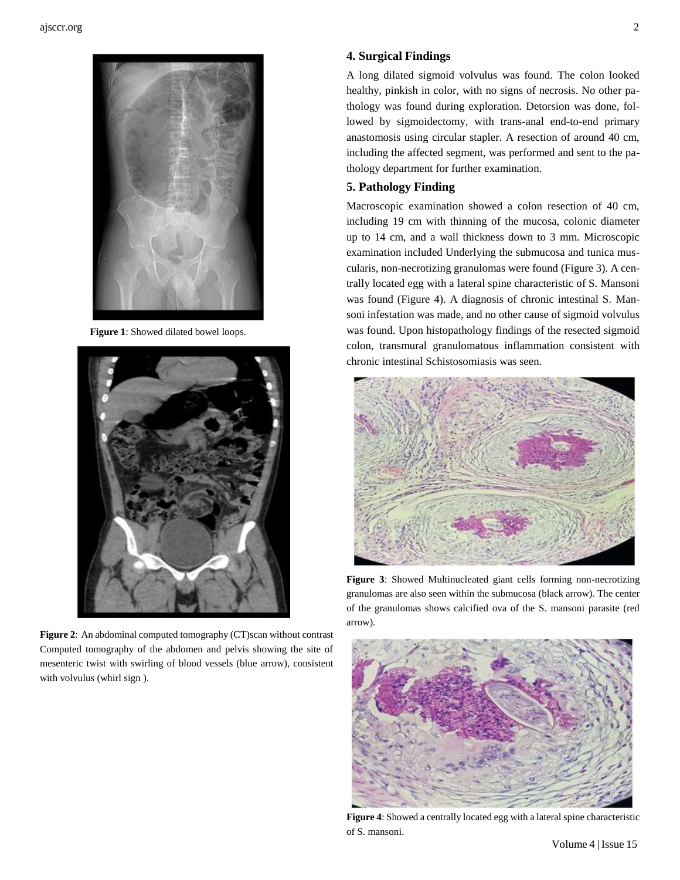Figure 1: Showed dilated bowel loops.

Figure 2: An abdominal computed tomography (CT)scan without contrast Computed tomography of the abdomen and pelvis showing the site of mesenteric twist with swirling of blood vessels (blue arrow), consistent with volvulus (whirl sign ).

## 4. Surgical Findings

A long dilated sigmoid volvulus was found. The colon looked healthy, pinkish in color, with no signs of necrosis. No other pathology was found during exploration. Detorsion was done, followed by sigmoidectomy, with trans-anal end-to-end primary anastomosis using circular stapler. A resection of around 40 cm, including the affected segment, was performed and sent to the pathology department for further examination.

## 5. Pathology Finding

Macroscopic examination showed a colon resection of 40 cm, including 19 cm with thinning of the mucosa, colonic diameter up to 14 cm, and a wall thickness down to 3 mm. Microscopic examination included Underlying the submucosa and tunica muscularis, non-necrotizing granulomas were found (Figure 3). A centrally located egg with a lateral spine characteristic of S. Mansoni was found (Figure 4). A diagnosis of chronic intestinal S. Mansoni infestation was made, and no other cause of sigmoid volvulus was found. Upon histopathology findings of the resected sigmoid colon, transmural granulomatous inflammation consistent with chronic intestinal Schistosomiasis was seen.

Figure 3: Showed Multinucleated giant cells forming non-necrotizing granulomas are also seen within the submucosa (black arrow). The center of the granulomas shows calcified ova of the S. mansoni parasite (red arrow).

Figure 4: Showed a centrally located egg with a lateral spine characteristic of S. mansoni.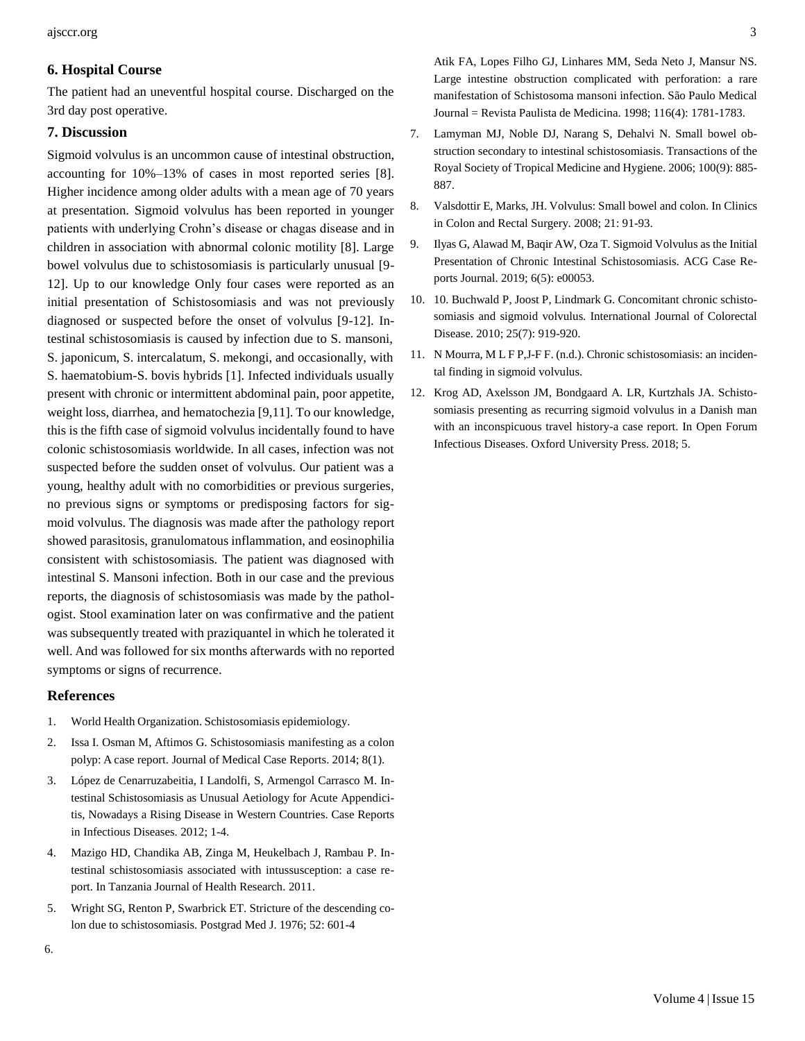## 6. Hospital Course

The patient had an uneventful hospital course. Discharged on the 3rd day post operative.

## 7. Discussion

Sigmoid volvulus is an uncommon cause of intestinal obstruction, accounting for 10%–13% of cases in most reported series [8]. Higher incidence among older adults with a mean age of 70 years at presentation. Sigmoid volvulus has been reported in younger patients with underlying Crohn's disease or chagas disease and in children in association with abnormal colonic motility [8]. Large bowel volvulus due to schistosomiasis is particularly unusual [9-12]. Up to our knowledge Only four cases were reported as an initial presentation of Schistosomiasis and was not previously diagnosed or suspected before the onset of volvulus [9-12]. Intestinal schistosomiasis is caused by infection due to S. mansoni, S. japonicum, S. intercalatum, S. mekongi, and occasionally, with S. haematobium-S. bovis hybrids [1]. Infected individuals usually present with chronic or intermittent abdominal pain, poor appetite, weight loss, diarrhea, and hematochezia [9,11]. To our knowledge, this is the fifth case of sigmoid volvulus incidentally found to have colonic schistosomiasis worldwide. In all cases, infection was not suspected before the sudden onset of volvulus. Our patient was a young, healthy adult with no comorbidities or previous surgeries, no previous signs or symptoms or predisposing factors for sigmoid volvulus. The diagnosis was made after the pathology report showed parasitosis, granulomatous inflammation, and eosinophilia consistent with schistosomiasis. The patient was diagnosed with intestinal S. Mansoni infection. Both in our case and the previous reports, the diagnosis of schistosomiasis was made by the pathologist. Stool examination later on was confirmative and the patient was subsequently treated with praziquantel in which he tolerated it well. And was followed for six months afterwards with no reported symptoms or signs of recurrence.

## References

1. World Health Organization. Schistosomiasis epidemiology.
2. Issa I. Osman M, Aftimos G. Schistosomiasis manifesting as a colon polyp: A case report. Journal of Medical Case Reports. 2014; 8(1).
3. López de Cenarruzabeitia, I Landolfi, S, Armengol Carrasco M. Intestinal Schistosomiasis as Unusual Aetiology for Acute Appendicitis, Nowadays a Rising Disease in Western Countries. Case Reports in Infectious Diseases. 2012; 1-4.
4. Mazigo HD, Chandika AB, Zinga M, Heukelbach J, Rambau P. Intestinal schistosomiasis associated with intussusception: a case report. In Tanzania Journal of Health Research. 2011.
5. Wright SG, Renton P, Swarbrick ET. Stricture of the descending colon due to schistosomiasis. Postgrad Med J. 1976; 52: 601-4
6. Atik FA, Lopes Filho GJ, Linhares MM, Seda Neto J, Mansur NS. Large intestine obstruction complicated with perforation: a rare manifestation of Schistosoma mansoni infection. São Paulo Medical Journal = Revista Paulista de Medicina. 1998; 116(4): 1781-1783.
7. Lamyman MJ, Noble DJ, Narang S, Dehalvi N. Small bowel obstruction secondary to intestinal schistosomiasis. Transactions of the Royal Society of Tropical Medicine and Hygiene. 2006; 100(9): 885-887.
8. Valsdottir E, Marks, JH. Volvulus: Small bowel and colon. In Clinics in Colon and Rectal Surgery. 2008; 21: 91-93.
9. Ilyas G, Alawad M, Baqir AW, Oza T. Sigmoid Volvulus as the Initial Presentation of Chronic Intestinal Schistosomiasis. ACG Case Reports Journal. 2019; 6(5): e00053.
10. 10. Buchwald P, Joost P, Lindmark G. Concomitant chronic schistosomiasis and sigmoid volvulus. International Journal of Colorectal Disease. 2010; 25(7): 919-920.
11. N Mourra, M L F P,J-F F. (n.d.). Chronic schistosomiasis: an incidental finding in sigmoid volvulus.
12. Krog AD, Axelsson JM, Bondgaard A. LR, Kurtzhals JA. Schistosomiasis presenting as recurring sigmoid volvulus in a Danish man with an inconspicuous travel history-a case report. In Open Forum Infectious Diseases. Oxford University Press. 2018; 5.